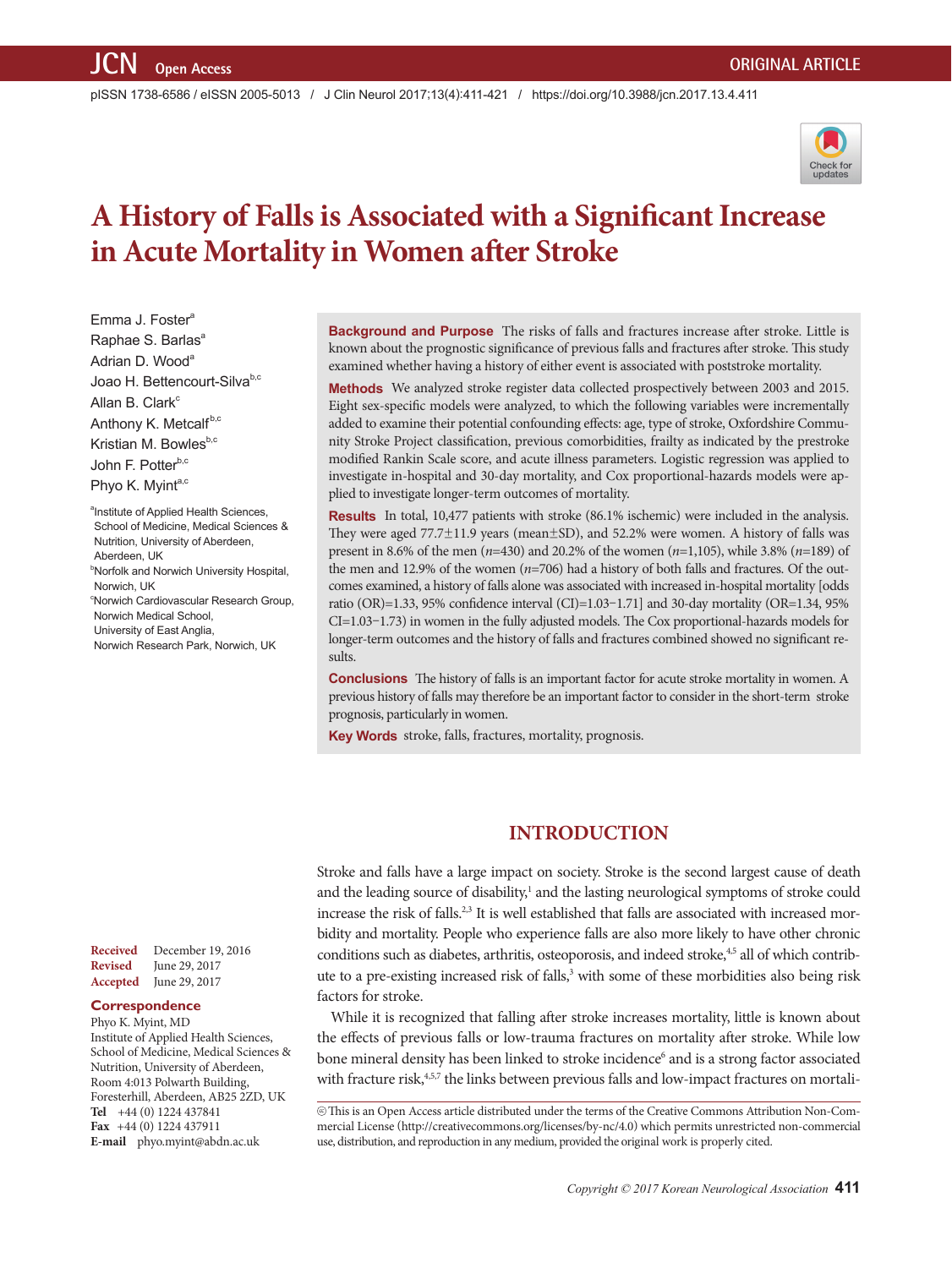ORIGINAL ARTICLE

# A History of Falls is Associated with a Significant Increase in Acute Mortality in Women after Stroke

Emma J. Foster[a]
Raphae S. Barlas[a]
Adrian D. Wood[a]
Joao H. Bettencourt-Silva[b,c]
Allan B. Clark[c]
Anthony K. Metcalf[b,c]
Kristian M. Bowles[b,c]
John F. Potter[b,c]
Phyo K. Myint[a,c]

[a]Institute of Applied Health Sciences, School of Medicine, Medical Sciences & Nutrition, University of Aberdeen, Aberdeen, UK
[b]Norfolk and Norwich University Hospital, Norwich, UK
[c]Norwich Cardiovascular Research Group, Norwich Medical School, University of East Anglia, Norwich Research Park, Norwich, UK

**Background and Purpose** The risks of falls and fractures increase after stroke. Little is known about the prognostic significance of previous falls and fractures after stroke. This study examined whether having a history of either event is associated with poststroke mortality.

**Methods** We analyzed stroke register data collected prospectively between 2003 and 2015. Eight sex-specific models were analyzed, to which the following variables were incrementally added to examine their potential confounding effects: age, type of stroke, Oxfordshire Community Stroke Project classification, previous comorbidities, frailty as indicated by the prestroke modified Rankin Scale score, and acute illness parameters. Logistic regression was applied to investigate in-hospital and 30-day mortality, and Cox proportional-hazards models were applied to investigate longer-term outcomes of mortality.

**Results** In total, 10,477 patients with stroke (86.1% ischemic) were included in the analysis. They were aged 77.7±11.9 years (mean±SD), and 52.2% were women. A history of falls was present in 8.6% of the men (*n*=430) and 20.2% of the women (*n*=1,105), while 3.8% (*n*=189) of the men and 12.9% of the women (*n*=706) had a history of both falls and fractures. Of the outcomes examined, a history of falls alone was associated with increased in-hospital mortality [odds ratio (OR)=1.33, 95% confidence interval (CI)=1.03–1.71] and 30-day mortality (OR=1.34, 95% CI=1.03–1.73) in women in the fully adjusted models. The Cox proportional-hazards models for longer-term outcomes and the history of falls and fractures combined showed no significant results.

**Conclusions** The history of falls is an important factor for acute stroke mortality in women. A previous history of falls may therefore be an important factor to consider in the short-term stroke prognosis, particularly in women.

**Key Words** stroke, falls, fractures, mortality, prognosis.

**Received** December 19, 2016
**Revised** June 29, 2017
**Accepted** June 29, 2017

**Correspondence**
Phyo K. Myint, MD
Institute of Applied Health Sciences, School of Medicine, Medical Sciences & Nutrition, University of Aberdeen, Room 4:013 Polwarth Building, Foresterhill, Aberdeen, AB25 2ZD, UK
**Tel** +44 (0) 1224 437841
**Fax** +44 (0) 1224 437911
**E-mail** phyo.myint@abdn.ac.uk

## INTRODUCTION

Stroke and falls have a large impact on society. Stroke is the second largest cause of death and the leading source of disability,[1] and the lasting neurological symptoms of stroke could increase the risk of falls.[2,3] It is well established that falls are associated with increased morbidity and mortality. People who experience falls are also more likely to have other chronic conditions such as diabetes, arthritis, osteoporosis, and indeed stroke,[4,5] all of which contribute to a pre-existing increased risk of falls,[3] with some of these morbidities also being risk factors for stroke.

While it is recognized that falling after stroke increases mortality, little is known about the effects of previous falls or low-trauma fractures on mortality after stroke. While low bone mineral density has been linked to stroke incidence[6] and is a strong factor associated with fracture risk,[4,5,7] the links between previous falls and low-impact fractures on mortali-

ⓒ This is an Open Access article distributed under the terms of the Creative Commons Attribution Non-Commercial License (http://creativecommons.org/licenses/by-nc/4.0) which permits unrestricted non-commercial use, distribution, and reproduction in any medium, provided the original work is properly cited.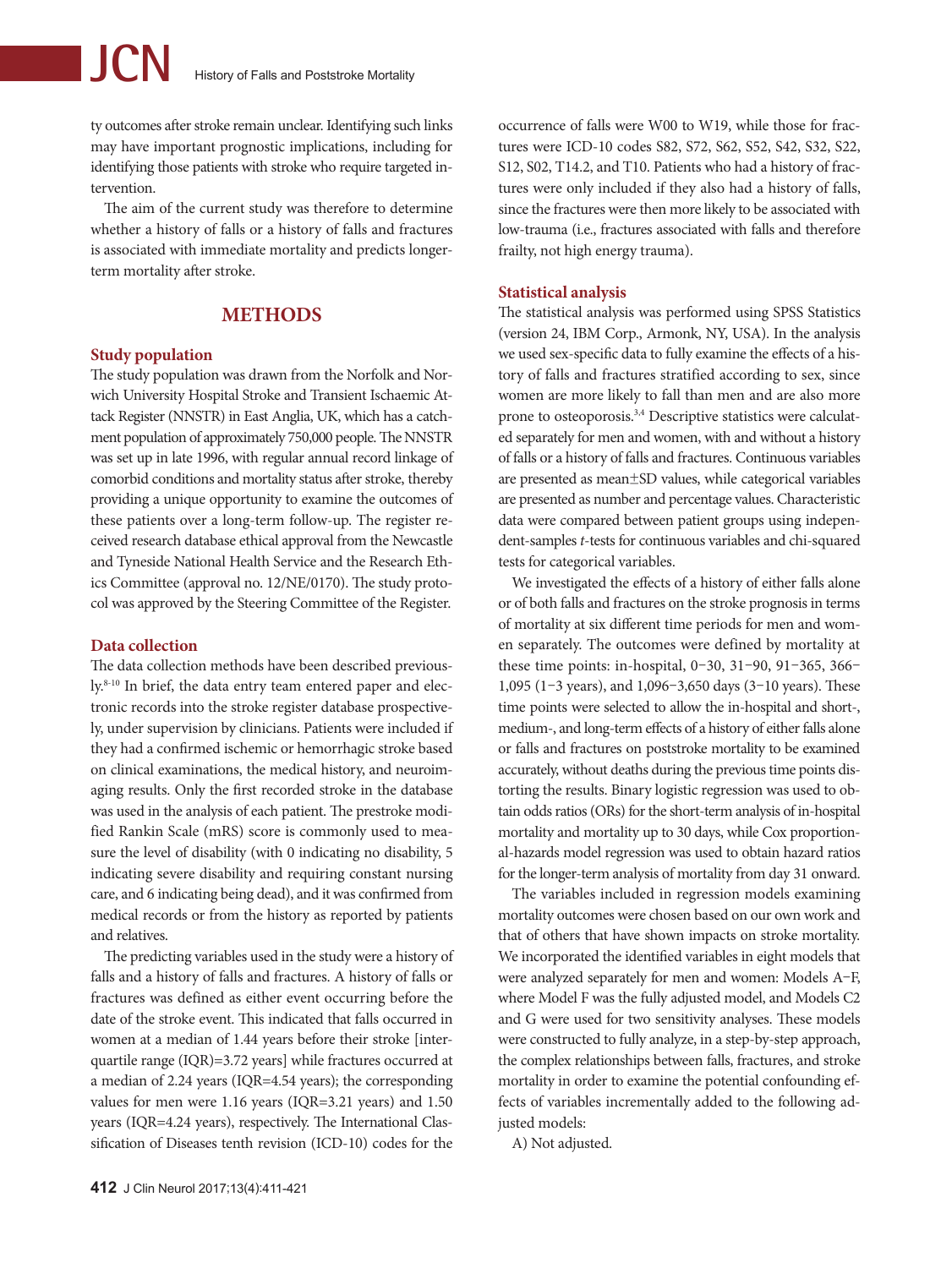ty outcomes after stroke remain unclear. Identifying such links may have important prognostic implications, including for identifying those patients with stroke who require targeted intervention.

The aim of the current study was therefore to determine whether a history of falls or a history of falls and fractures is associated with immediate mortality and predicts longer-term mortality after stroke.

## METHODS

### Study population

The study population was drawn from the Norfolk and Norwich University Hospital Stroke and Transient Ischaemic Attack Register (NNSTR) in East Anglia, UK, which has a catchment population of approximately 750,000 people. The NNSTR was set up in late 1996, with regular annual record linkage of comorbid conditions and mortality status after stroke, thereby providing a unique opportunity to examine the outcomes of these patients over a long-term follow-up. The register received research database ethical approval from the Newcastle and Tyneside National Health Service and the Research Ethics Committee (approval no. 12/NE/0170). The study protocol was approved by the Steering Committee of the Register.

### Data collection

The data collection methods have been described previously.[8-10] In brief, the data entry team entered paper and electronic records into the stroke register database prospectively, under supervision by clinicians. Patients were included if they had a confirmed ischemic or hemorrhagic stroke based on clinical examinations, the medical history, and neuroimaging results. Only the first recorded stroke in the database was used in the analysis of each patient. The prestroke modified Rankin Scale (mRS) score is commonly used to measure the level of disability (with 0 indicating no disability, 5 indicating severe disability and requiring constant nursing care, and 6 indicating being dead), and it was confirmed from medical records or from the history as reported by patients and relatives.

The predicting variables used in the study were a history of falls and a history of falls and fractures. A history of falls or fractures was defined as either event occurring before the date of the stroke event. This indicated that falls occurred in women at a median of 1.44 years before their stroke [interquartile range (IQR)=3.72 years] while fractures occurred at a median of 2.24 years (IQR=4.54 years); the corresponding values for men were 1.16 years (IQR=3.21 years) and 1.50 years (IQR=4.24 years), respectively. The International Classification of Diseases tenth revision (ICD-10) codes for the occurrence of falls were W00 to W19, while those for fractures were ICD-10 codes S82, S72, S62, S52, S42, S32, S22, S12, S02, T14.2, and T10. Patients who had a history of fractures were only included if they also had a history of falls, since the fractures were then more likely to be associated with low-trauma (i.e., fractures associated with falls and therefore frailty, not high energy trauma).

### Statistical analysis

The statistical analysis was performed using SPSS Statistics (version 24, IBM Corp., Armonk, NY, USA). In the analysis we used sex-specific data to fully examine the effects of a history of falls and fractures stratified according to sex, since women are more likely to fall than men and are also more prone to osteoporosis.[3,4] Descriptive statistics were calculated separately for men and women, with and without a history of falls or a history of falls and fractures. Continuous variables are presented as mean±SD values, while categorical variables are presented as number and percentage values. Characteristic data were compared between patient groups using independent-samples *t*-tests for continuous variables and chi-squared tests for categorical variables.

We investigated the effects of a history of either falls alone or of both falls and fractures on the stroke prognosis in terms of mortality at six different time periods for men and women separately. The outcomes were defined by mortality at these time points: in-hospital, 0–30, 31–90, 91–365, 366–1,095 (1–3 years), and 1,096–3,650 days (3–10 years). These time points were selected to allow the in-hospital and short-, medium-, and long-term effects of a history of either falls alone or falls and fractures on poststroke mortality to be examined accurately, without deaths during the previous time points distorting the results. Binary logistic regression was used to obtain odds ratios (ORs) for the short-term analysis of in-hospital mortality and mortality up to 30 days, while Cox proportional-hazards model regression was used to obtain hazard ratios for the longer-term analysis of mortality from day 31 onward.

The variables included in regression models examining mortality outcomes were chosen based on our own work and that of others that have shown impacts on stroke mortality. We incorporated the identified variables in eight models that were analyzed separately for men and women: Models A–F, where Model F was the fully adjusted model, and Models C2 and G were used for two sensitivity analyses. These models were constructed to fully analyze, in a step-by-step approach, the complex relationships between falls, fractures, and stroke mortality in order to examine the potential confounding effects of variables incrementally added to the following adjusted models:

A) Not adjusted.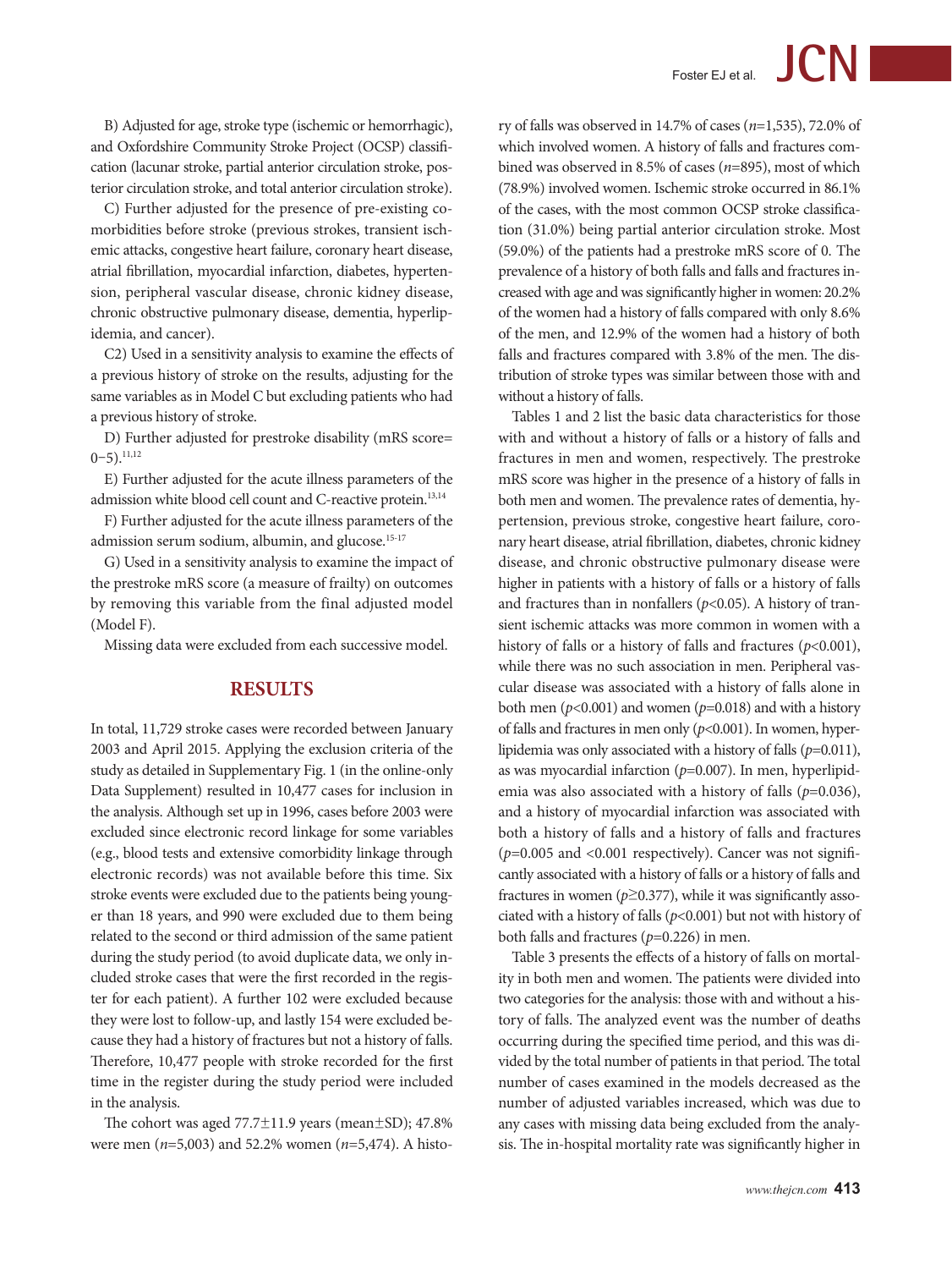B) Adjusted for age, stroke type (ischemic or hemorrhagic), and Oxfordshire Community Stroke Project (OCSP) classification (lacunar stroke, partial anterior circulation stroke, posterior circulation stroke, and total anterior circulation stroke).

C) Further adjusted for the presence of pre-existing comorbidities before stroke (previous strokes, transient ischemic attacks, congestive heart failure, coronary heart disease, atrial fibrillation, myocardial infarction, diabetes, hypertension, peripheral vascular disease, chronic kidney disease, chronic obstructive pulmonary disease, dementia, hyperlipidemia, and cancer).

C2) Used in a sensitivity analysis to examine the effects of a previous history of stroke on the results, adjusting for the same variables as in Model C but excluding patients who had a previous history of stroke.

D) Further adjusted for prestroke disability (mRS score= 0−5).[11,12]

E) Further adjusted for the acute illness parameters of the admission white blood cell count and C-reactive protein.[13,14]

F) Further adjusted for the acute illness parameters of the admission serum sodium, albumin, and glucose.[15-17]

G) Used in a sensitivity analysis to examine the impact of the prestroke mRS score (a measure of frailty) on outcomes by removing this variable from the final adjusted model (Model F).

Missing data were excluded from each successive model.

## RESULTS

In total, 11,729 stroke cases were recorded between January 2003 and April 2015. Applying the exclusion criteria of the study as detailed in Supplementary Fig. 1 (in the online-only Data Supplement) resulted in 10,477 cases for inclusion in the analysis. Although set up in 1996, cases before 2003 were excluded since electronic record linkage for some variables (e.g., blood tests and extensive comorbidity linkage through electronic records) was not available before this time. Six stroke events were excluded due to the patients being younger than 18 years, and 990 were excluded due to them being related to the second or third admission of the same patient during the study period (to avoid duplicate data, we only included stroke cases that were the first recorded in the register for each patient). A further 102 were excluded because they were lost to follow-up, and lastly 154 were excluded because they had a history of fractures but not a history of falls. Therefore, 10,477 people with stroke recorded for the first time in the register during the study period were included in the analysis.

The cohort was aged 77.7±11.9 years (mean±SD); 47.8% were men (*n*=5,003) and 52.2% women (*n*=5,474). A history of falls was observed in 14.7% of cases (*n*=1,535), 72.0% of which involved women. A history of falls and fractures combined was observed in 8.5% of cases (*n*=895), most of which (78.9%) involved women. Ischemic stroke occurred in 86.1% of the cases, with the most common OCSP stroke classification (31.0%) being partial anterior circulation stroke. Most (59.0%) of the patients had a prestroke mRS score of 0. The prevalence of a history of both falls and falls and fractures increased with age and was significantly higher in women: 20.2% of the women had a history of falls compared with only 8.6% of the men, and 12.9% of the women had a history of both falls and fractures compared with 3.8% of the men. The distribution of stroke types was similar between those with and without a history of falls.

Tables 1 and 2 list the basic data characteristics for those with and without a history of falls or a history of falls and fractures in men and women, respectively. The prestroke mRS score was higher in the presence of a history of falls in both men and women. The prevalence rates of dementia, hypertension, previous stroke, congestive heart failure, coronary heart disease, atrial fibrillation, diabetes, chronic kidney disease, and chronic obstructive pulmonary disease were higher in patients with a history of falls or a history of falls and fractures than in nonfallers ($p<0.05$). A history of transient ischemic attacks was more common in women with a history of falls or a history of falls and fractures ($p<0.001$), while there was no such association in men. Peripheral vascular disease was associated with a history of falls alone in both men ($p<0.001$) and women ($p=0.018$) and with a history of falls and fractures in men only ($p<0.001$). In women, hyperlipidemia was only associated with a history of falls ($p=0.011$), as was myocardial infarction ($p=0.007$). In men, hyperlipidemia was also associated with a history of falls ($p=0.036$), and a history of myocardial infarction was associated with both a history of falls and a history of falls and fractures ($p=0.005$ and $<0.001$ respectively). Cancer was not significantly associated with a history of falls or a history of falls and fractures in women ($p\geq0.377$), while it was significantly associated with a history of falls ($p<0.001$) but not with history of both falls and fractures ($p=0.226$) in men.

Table 3 presents the effects of a history of falls on mortality in both men and women. The patients were divided into two categories for the analysis: those with and without a history of falls. The analyzed event was the number of deaths occurring during the specified time period, and this was divided by the total number of patients in that period. The total number of cases examined in the models decreased as the number of adjusted variables increased, which was due to any cases with missing data being excluded from the analysis. The in-hospital mortality rate was significantly higher in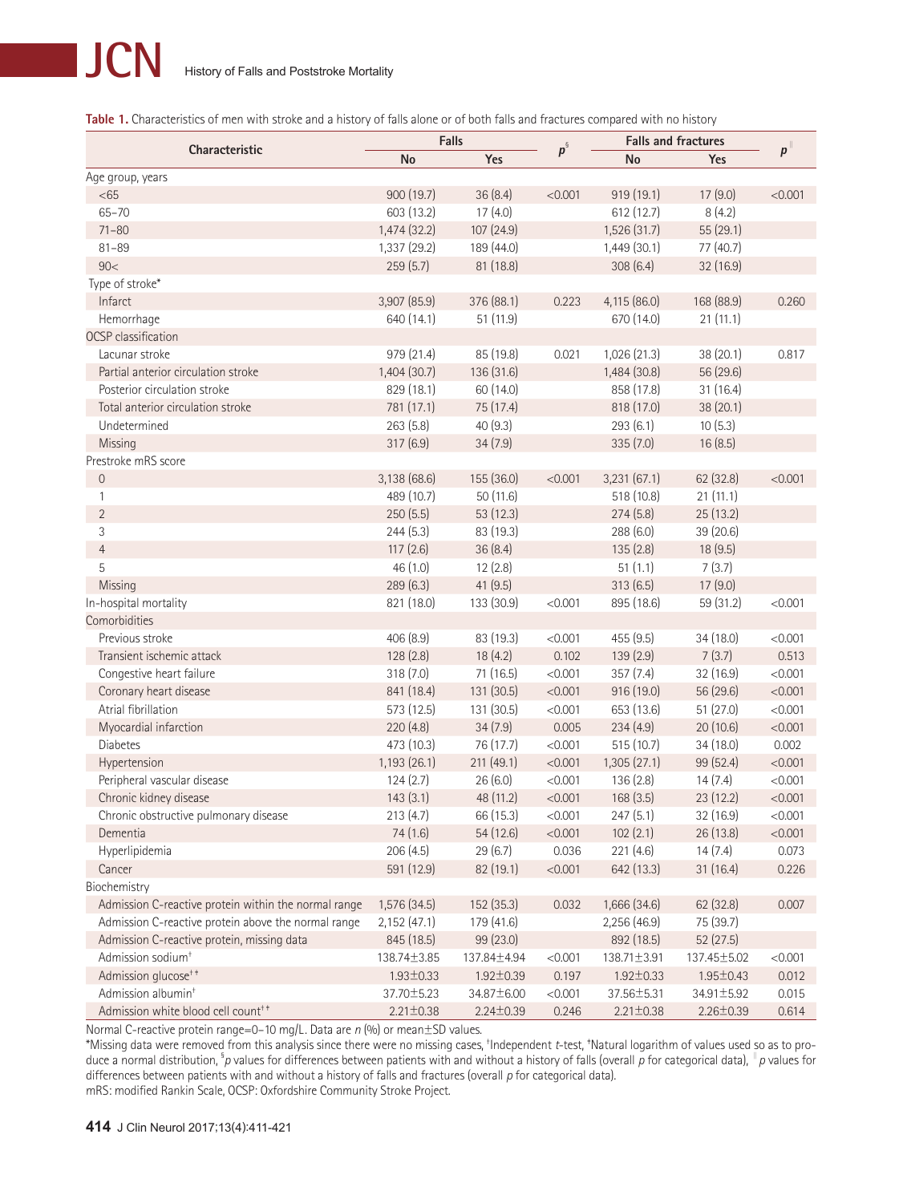**Table 1.** Characteristics of men with stroke and a history of falls alone or of both falls and fractures compared with no history

| Characteristic | Falls | | $p$[§] | Falls and fractures | | $p$[‖] |
|---|---|---|---|---|---|---|
| | No | Yes | | No | Yes | |
| Age group, years | | | | | | |
| <65 | 900 (19.7) | 36 (8.4) | <0.001 | 919 (19.1) | 17 (9.0) | <0.001 |
| 65–70 | 603 (13.2) | 17 (4.0) | | 612 (12.7) | 8 (4.2) | |
| 71–80 | 1,474 (32.2) | 107 (24.9) | | 1,526 (31.7) | 55 (29.1) | |
| 81–89 | 1,337 (29.2) | 189 (44.0) | | 1,449 (30.1) | 77 (40.7) | |
| 90< | 259 (5.7) | 81 (18.8) | | 308 (6.4) | 32 (16.9) | |
| Type of stroke* | | | | | | |
| Infarct | 3,907 (85.9) | 376 (88.1) | 0.223 | 4,115 (86.0) | 168 (88.9) | 0.260 |
| Hemorrhage | 640 (14.1) | 51 (11.9) | | 670 (14.0) | 21 (11.1) | |
| OCSP classification | | | | | | |
| Lacunar stroke | 979 (21.4) | 85 (19.8) | 0.021 | 1,026 (21.3) | 38 (20.1) | 0.817 |
| Partial anterior circulation stroke | 1,404 (30.7) | 136 (31.6) | | 1,484 (30.8) | 56 (29.6) | |
| Posterior circulation stroke | 829 (18.1) | 60 (14.0) | | 858 (17.8) | 31 (16.4) | |
| Total anterior circulation stroke | 781 (17.1) | 75 (17.4) | | 818 (17.0) | 38 (20.1) | |
| Undetermined | 263 (5.8) | 40 (9.3) | | 293 (6.1) | 10 (5.3) | |
| Missing | 317 (6.9) | 34 (7.9) | | 335 (7.0) | 16 (8.5) | |
| Prestroke mRS score | | | | | | |
| 0 | 3,138 (68.6) | 155 (36.0) | <0.001 | 3,231 (67.1) | 62 (32.8) | <0.001 |
| 1 | 489 (10.7) | 50 (11.6) | | 518 (10.8) | 21 (11.1) | |
| 2 | 250 (5.5) | 53 (12.3) | | 274 (5.8) | 25 (13.2) | |
| 3 | 244 (5.3) | 83 (19.3) | | 288 (6.0) | 39 (20.6) | |
| 4 | 117 (2.6) | 36 (8.4) | | 135 (2.8) | 18 (9.5) | |
| 5 | 46 (1.0) | 12 (2.8) | | 51 (1.1) | 7 (3.7) | |
| Missing | 289 (6.3) | 41 (9.5) | | 313 (6.5) | 17 (9.0) | |
| In-hospital mortality | 821 (18.0) | 133 (30.9) | <0.001 | 895 (18.6) | 59 (31.2) | <0.001 |
| Comorbidities | | | | | | |
| Previous stroke | 406 (8.9) | 83 (19.3) | <0.001 | 455 (9.5) | 34 (18.0) | <0.001 |
| Transient ischemic attack | 128 (2.8) | 18 (4.2) | 0.102 | 139 (2.9) | 7 (3.7) | 0.513 |
| Congestive heart failure | 318 (7.0) | 71 (16.5) | <0.001 | 357 (7.4) | 32 (16.9) | <0.001 |
| Coronary heart disease | 841 (18.4) | 131 (30.5) | <0.001 | 916 (19.0) | 56 (29.6) | <0.001 |
| Atrial fibrillation | 573 (12.5) | 131 (30.5) | <0.001 | 653 (13.6) | 51 (27.0) | <0.001 |
| Myocardial infarction | 220 (4.8) | 34 (7.9) | 0.005 | 234 (4.9) | 20 (10.6) | <0.001 |
| Diabetes | 473 (10.3) | 76 (17.7) | <0.001 | 515 (10.7) | 34 (18.0) | 0.002 |
| Hypertension | 1,193 (26.1) | 211 (49.1) | <0.001 | 1,305 (27.1) | 99 (52.4) | <0.001 |
| Peripheral vascular disease | 124 (2.7) | 26 (6.0) | <0.001 | 136 (2.8) | 14 (7.4) | <0.001 |
| Chronic kidney disease | 143 (3.1) | 48 (11.2) | <0.001 | 168 (3.5) | 23 (12.2) | <0.001 |
| Chronic obstructive pulmonary disease | 213 (4.7) | 66 (15.3) | <0.001 | 247 (5.1) | 32 (16.9) | <0.001 |
| Dementia | 74 (1.6) | 54 (12.6) | <0.001 | 102 (2.1) | 26 (13.8) | <0.001 |
| Hyperlipidemia | 206 (4.5) | 29 (6.7) | 0.036 | 221 (4.6) | 14 (7.4) | 0.073 |
| Cancer | 591 (12.9) | 82 (19.1) | <0.001 | 642 (13.3) | 31 (16.4) | 0.226 |
| Biochemistry | | | | | | |
| Admission C-reactive protein within the normal range | 1,576 (34.5) | 152 (35.3) | 0.032 | 1,666 (34.6) | 62 (32.8) | 0.007 |
| Admission C-reactive protein above the normal range | 2,152 (47.1) | 179 (41.6) | | 2,256 (46.9) | 75 (39.7) | |
| Admission C-reactive protein, missing data | 845 (18.5) | 99 (23.0) | | 892 (18.5) | 52 (27.5) | |
| Admission sodium[†] | 138.74±3.85 | 137.84±4.94 | <0.001 | 138.71±3.91 | 137.45±5.02 | <0.001 |
| Admission glucose[†‡] | 1.93±0.33 | 1.92±0.39 | 0.197 | 1.92±0.33 | 1.95±0.43 | 0.012 |
| Admission albumin[†] | 37.70±5.23 | 34.87±6.00 | <0.001 | 37.56±5.31 | 34.91±5.92 | 0.015 |
| Admission white blood cell count[†‡] | 2.21±0.38 | 2.24±0.39 | 0.246 | 2.21±0.38 | 2.26±0.39 | 0.614 |

Normal C-reactive protein range=0–10 mg/L. Data are $n$ (%) or mean±SD values.

*Missing data were removed from this analysis since there were no missing cases, [†]Independent $t$-test, [‡]Natural logarithm of values used so as to produce a normal distribution, [§]$p$ values for differences between patients with and without a history of falls (overall $p$ for categorical data), [‖]$p$ values for differences between patients with and without a history of falls and fractures (overall $p$ for categorical data).

mRS: modified Rankin Scale, OCSP: Oxfordshire Community Stroke Project.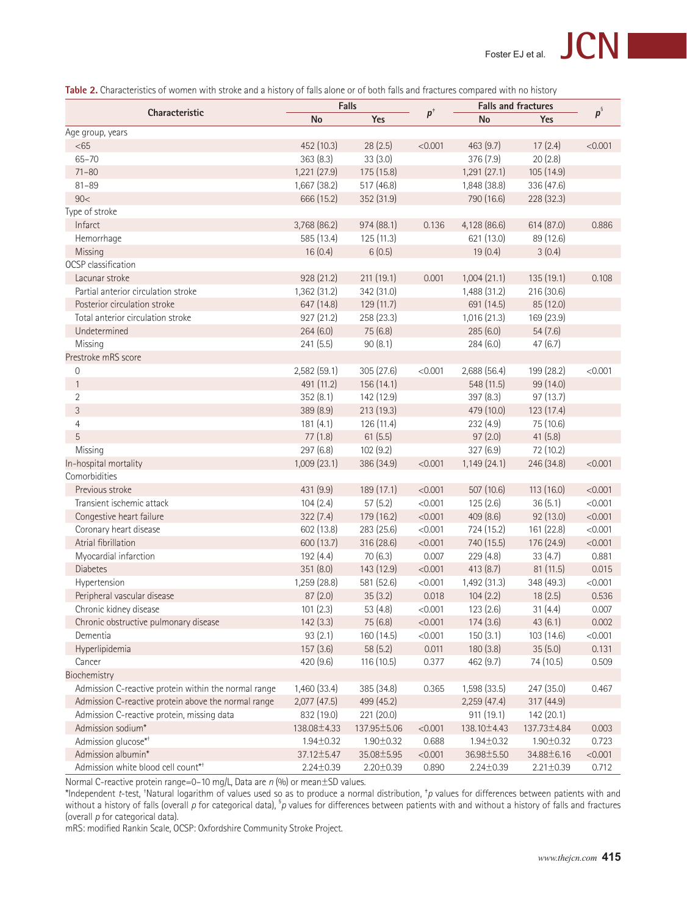**Table 2.** Characteristics of women with stroke and a history of falls alone or of both falls and fractures compared with no history

| Characteristic | Falls | | $p$[†] | Falls and fractures | | $p$[§] |
|---|---|---|---|---|---|---|
| | No | Yes | | No | Yes | |
| Age group, years | | | | | | |
| <65 | 452 (10.3) | 28 (2.5) | <0.001 | 463 (9.7) | 17 (2.4) | <0.001 |
| 65–70 | 363 (8.3) | 33 (3.0) | | 376 (7.9) | 20 (2.8) | |
| 71–80 | 1,221 (27.9) | 175 (15.8) | | 1,291 (27.1) | 105 (14.9) | |
| 81–89 | 1,667 (38.2) | 517 (46.8) | | 1,848 (38.8) | 336 (47.6) | |
| 90< | 666 (15.2) | 352 (31.9) | | 790 (16.6) | 228 (32.3) | |
| Type of stroke | | | | | | |
| Infarct | 3,768 (86.2) | 974 (88.1) | 0.136 | 4,128 (86.6) | 614 (87.0) | 0.886 |
| Hemorrhage | 585 (13.4) | 125 (11.3) | | 621 (13.0) | 89 (12.6) | |
| Missing | 16 (0.4) | 6 (0.5) | | 19 (0.4) | 3 (0.4) | |
| OCSP classification | | | | | | |
| Lacunar stroke | 928 (21.2) | 211 (19.1) | 0.001 | 1,004 (21.1) | 135 (19.1) | 0.108 |
| Partial anterior circulation stroke | 1,362 (31.2) | 342 (31.0) | | 1,488 (31.2) | 216 (30.6) | |
| Posterior circulation stroke | 647 (14.8) | 129 (11.7) | | 691 (14.5) | 85 (12.0) | |
| Total anterior circulation stroke | 927 (21.2) | 258 (23.3) | | 1,016 (21.3) | 169 (23.9) | |
| Undetermined | 264 (6.0) | 75 (6.8) | | 285 (6.0) | 54 (7.6) | |
| Missing | 241 (5.5) | 90 (8.1) | | 284 (6.0) | 47 (6.7) | |
| Prestroke mRS score | | | | | | |
| 0 | 2,582 (59.1) | 305 (27.6) | <0.001 | 2,688 (56.4) | 199 (28.2) | <0.001 |
| 1 | 491 (11.2) | 156 (14.1) | | 548 (11.5) | 99 (14.0) | |
| 2 | 352 (8.1) | 142 (12.9) | | 397 (8.3) | 97 (13.7) | |
| 3 | 389 (8.9) | 213 (19.3) | | 479 (10.0) | 123 (17.4) | |
| 4 | 181 (4.1) | 126 (11.4) | | 232 (4.9) | 75 (10.6) | |
| 5 | 77 (1.8) | 61 (5.5) | | 97 (2.0) | 41 (5.8) | |
| Missing | 297 (6.8) | 102 (9.2) | | 327 (6.9) | 72 (10.2) | |
| In-hospital mortality | 1,009 (23.1) | 386 (34.9) | <0.001 | 1,149 (24.1) | 246 (34.8) | <0.001 |
| Comorbidities | | | | | | |
| Previous stroke | 431 (9.9) | 189 (17.1) | <0.001 | 507 (10.6) | 113 (16.0) | <0.001 |
| Transient ischemic attack | 104 (2.4) | 57 (5.2) | <0.001 | 125 (2.6) | 36 (5.1) | <0.001 |
| Congestive heart failure | 322 (7.4) | 179 (16.2) | <0.001 | 409 (8.6) | 92 (13.0) | <0.001 |
| Coronary heart disease | 602 (13.8) | 283 (25.6) | <0.001 | 724 (15.2) | 161 (22.8) | <0.001 |
| Atrial fibrillation | 600 (13.7) | 316 (28.6) | <0.001 | 740 (15.5) | 176 (24.9) | <0.001 |
| Myocardial infarction | 192 (4.4) | 70 (6.3) | 0.007 | 229 (4.8) | 33 (4.7) | 0.881 |
| Diabetes | 351 (8.0) | 143 (12.9) | <0.001 | 413 (8.7) | 81 (11.5) | 0.015 |
| Hypertension | 1,259 (28.8) | 581 (52.6) | <0.001 | 1,492 (31.3) | 348 (49.3) | <0.001 |
| Peripheral vascular disease | 87 (2.0) | 35 (3.2) | 0.018 | 104 (2.2) | 18 (2.5) | 0.536 |
| Chronic kidney disease | 101 (2.3) | 53 (4.8) | <0.001 | 123 (2.6) | 31 (4.4) | 0.007 |
| Chronic obstructive pulmonary disease | 142 (3.3) | 75 (6.8) | <0.001 | 174 (3.6) | 43 (6.1) | 0.002 |
| Dementia | 93 (2.1) | 160 (14.5) | <0.001 | 150 (3.1) | 103 (14.6) | <0.001 |
| Hyperlipidemia | 157 (3.6) | 58 (5.2) | 0.011 | 180 (3.8) | 35 (5.0) | 0.131 |
| Cancer | 420 (9.6) | 116 (10.5) | 0.377 | 462 (9.7) | 74 (10.5) | 0.509 |
| Biochemistry | | | | | | |
| Admission C-reactive protein within the normal range | 1,460 (33.4) | 385 (34.8) | 0.365 | 1,598 (33.5) | 247 (35.0) | 0.467 |
| Admission C-reactive protein above the normal range | 2,077 (47.5) | 499 (45.2) | | 2,259 (47.4) | 317 (44.9) | |
| Admission C-reactive protein, missing data | 832 (19.0) | 221 (20.0) | | 911 (19.1) | 142 (20.1) | |
| Admission sodium* | 138.08±4.33 | 137.95±5.06 | <0.001 | 138.10±4.43 | 137.73±4.84 | 0.003 |
| Admission glucose*[‡] | 1.94±0.32 | 1.90±0.32 | 0.688 | 1.94±0.32 | 1.90±0.32 | 0.723 |
| Admission albumin* | 37.12±5.47 | 35.08±5.95 | <0.001 | 36.98±5.50 | 34.88±6.16 | <0.001 |
| Admission white blood cell count*[‡] | 2.24±0.39 | 2.20±0.39 | 0.890 | 2.24±0.39 | 2.21±0.39 | 0.712 |

Normal C-reactive protein range=0–10 mg/L, Data are $n$ (%) or mean±SD values.

*Independent $t$-test, [‡]Natural logarithm of values used so as to produce a normal distribution, [†]$p$ values for differences between patients with and without a history of falls (overall $p$ for categorical data), [§]$p$ values for differences between patients with and without a history of falls and fractures (overall $p$ for categorical data).

mRS: modified Rankin Scale, OCSP: Oxfordshire Community Stroke Project.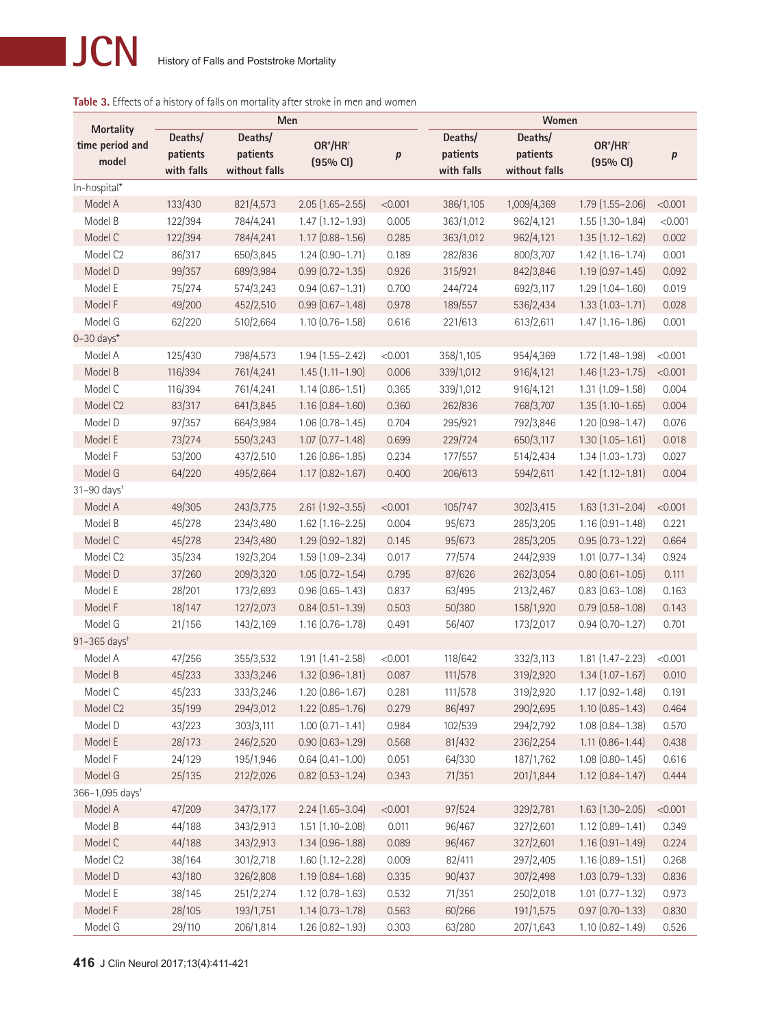**Table 3.** Effects of a history of falls on mortality after stroke in men and women

| Mortality time period and model | Men | | | | Women | | | |
|---|---|---|---|---|---|---|---|---|
| | Deaths/patients with falls | Deaths/patients without falls | OR*/HR† (95% CI) | *p* | Deaths/patients with falls | Deaths/patients without falls | OR*/HR† (95% CI) | *p* |
| In-hospital* | | | | | | | | |
| Model A | 133/430 | 821/4,573 | 2.05 (1.65–2.55) | <0.001 | 386/1,105 | 1,009/4,369 | 1.79 (1.55–2.06) | <0.001 |
| Model B | 122/394 | 784/4,241 | 1.47 (1.12–1.93) | 0.005 | 363/1,012 | 962/4,121 | 1.55 (1.30–1.84) | <0.001 |
| Model C | 122/394 | 784/4,241 | 1.17 (0.88–1.56) | 0.285 | 363/1,012 | 962/4,121 | 1.35 (1.12–1.62) | 0.002 |
| Model C2 | 86/317 | 650/3,845 | 1.24 (0.90–1.71) | 0.189 | 282/836 | 800/3,707 | 1.42 (1.16–1.74) | 0.001 |
| Model D | 99/357 | 689/3,984 | 0.99 (0.72–1.35) | 0.926 | 315/921 | 842/3,846 | 1.19 (0.97–1.45) | 0.092 |
| Model E | 75/274 | 574/3,243 | 0.94 (0.67–1.31) | 0.700 | 244/724 | 692/3,117 | 1.29 (1.04–1.60) | 0.019 |
| Model F | 49/200 | 452/2,510 | 0.99 (0.67–1.48) | 0.978 | 189/557 | 536/2,434 | 1.33 (1.03–1.71) | 0.028 |
| Model G | 62/220 | 510/2,664 | 1.10 (0.76–1.58) | 0.616 | 221/613 | 613/2,611 | 1.47 (1.16–1.86) | 0.001 |
| 0–30 days* | | | | | | | | |
| Model A | 125/430 | 798/4,573 | 1.94 (1.55–2.42) | <0.001 | 358/1,105 | 954/4,369 | 1.72 (1.48–1.98) | <0.001 |
| Model B | 116/394 | 761/4,241 | 1.45 (1.11–1.90) | 0.006 | 339/1,012 | 916/4,121 | 1.46 (1.23–1.75) | <0.001 |
| Model C | 116/394 | 761/4,241 | 1.14 (0.86–1.51) | 0.365 | 339/1,012 | 916/4,121 | 1.31 (1.09–1.58) | 0.004 |
| Model C2 | 83/317 | 641/3,845 | 1.16 (0.84–1.60) | 0.360 | 262/836 | 768/3,707 | 1.35 (1.10–1.65) | 0.004 |
| Model D | 97/357 | 664/3,984 | 1.06 (0.78–1.45) | 0.704 | 295/921 | 792/3,846 | 1.20 (0.98–1.47) | 0.076 |
| Model E | 73/274 | 550/3,243 | 1.07 (0.77–1.48) | 0.699 | 229/724 | 650/3,117 | 1.30 (1.05–1.61) | 0.018 |
| Model F | 53/200 | 437/2,510 | 1.26 (0.86–1.85) | 0.234 | 177/557 | 514/2,434 | 1.34 (1.03–1.73) | 0.027 |
| Model G | 64/220 | 495/2,664 | 1.17 (0.82–1.67) | 0.400 | 206/613 | 594/2,611 | 1.42 (1.12–1.81) | 0.004 |
| 31–90 days† | | | | | | | | |
| Model A | 49/305 | 243/3,775 | 2.61 (1.92–3.55) | <0.001 | 105/747 | 302/3,415 | 1.63 (1.31–2.04) | <0.001 |
| Model B | 45/278 | 234/3,480 | 1.62 (1.16–2.25) | 0.004 | 95/673 | 285/3,205 | 1.16 (0.91–1.48) | 0.221 |
| Model C | 45/278 | 234/3,480 | 1.29 (0.92–1.82) | 0.145 | 95/673 | 285/3,205 | 0.95 (0.73–1.22) | 0.664 |
| Model C2 | 35/234 | 192/3,204 | 1.59 (1.09–2.34) | 0.017 | 77/574 | 244/2,939 | 1.01 (0.77–1.34) | 0.924 |
| Model D | 37/260 | 209/3,320 | 1.05 (0.72–1.54) | 0.795 | 87/626 | 262/3,054 | 0.80 (0.61–1.05) | 0.111 |
| Model E | 28/201 | 173/2,693 | 0.96 (0.65–1.43) | 0.837 | 63/495 | 213/2,467 | 0.83 (0.63–1.08) | 0.163 |
| Model F | 18/147 | 127/2,073 | 0.84 (0.51–1.39) | 0.503 | 50/380 | 158/1,920 | 0.79 (0.58–1.08) | 0.143 |
| Model G | 21/156 | 143/2,169 | 1.16 (0.76–1.78) | 0.491 | 56/407 | 173/2,017 | 0.94 (0.70–1.27) | 0.701 |
| 91–365 days† | | | | | | | | |
| Model A | 47/256 | 355/3,532 | 1.91 (1.41–2.58) | <0.001 | 118/642 | 332/3,113 | 1.81 (1.47–2.23) | <0.001 |
| Model B | 45/233 | 333/3,246 | 1.32 (0.96–1.81) | 0.087 | 111/578 | 319/2,920 | 1.34 (1.07–1.67) | 0.010 |
| Model C | 45/233 | 333/3,246 | 1.20 (0.86–1.67) | 0.281 | 111/578 | 319/2,920 | 1.17 (0.92–1.48) | 0.191 |
| Model C2 | 35/199 | 294/3,012 | 1.22 (0.85–1.76) | 0.279 | 86/497 | 290/2,695 | 1.10 (0.85–1.43) | 0.464 |
| Model D | 43/223 | 303/3,111 | 1.00 (0.71–1.41) | 0.984 | 102/539 | 294/2,792 | 1.08 (0.84–1.38) | 0.570 |
| Model E | 28/173 | 246/2,520 | 0.90 (0.63–1.29) | 0.568 | 81/432 | 236/2,254 | 1.11 (0.86–1.44) | 0.438 |
| Model F | 24/129 | 195/1,946 | 0.64 (0.41–1.00) | 0.051 | 64/330 | 187/1,762 | 1.08 (0.80–1.45) | 0.616 |
| Model G | 25/135 | 212/2,026 | 0.82 (0.53–1.24) | 0.343 | 71/351 | 201/1,844 | 1.12 (0.84–1.47) | 0.444 |
| 366–1,095 days† | | | | | | | | |
| Model A | 47/209 | 347/3,177 | 2.24 (1.65–3.04) | <0.001 | 97/524 | 329/2,781 | 1.63 (1.30–2.05) | <0.001 |
| Model B | 44/188 | 343/2,913 | 1.51 (1.10–2.08) | 0.011 | 96/467 | 327/2,601 | 1.12 (0.89–1.41) | 0.349 |
| Model C | 44/188 | 343/2,913 | 1.34 (0.96–1.88) | 0.089 | 96/467 | 327/2,601 | 1.16 (0.91–1.49) | 0.224 |
| Model C2 | 38/164 | 301/2,718 | 1.60 (1.12–2.28) | 0.009 | 82/411 | 297/2,405 | 1.16 (0.89–1.51) | 0.268 |
| Model D | 43/180 | 326/2,808 | 1.19 (0.84–1.68) | 0.335 | 90/437 | 307/2,498 | 1.03 (0.79–1.33) | 0.836 |
| Model E | 38/145 | 251/2,274 | 1.12 (0.78–1.63) | 0.532 | 71/351 | 250/2,018 | 1.01 (0.77–1.32) | 0.973 |
| Model F | 28/105 | 193/1,751 | 1.14 (0.73–1.78) | 0.563 | 60/266 | 191/1,575 | 0.97 (0.70–1.33) | 0.830 |
| Model G | 29/110 | 206/1,814 | 1.26 (0.82–1.93) | 0.303 | 63/280 | 207/1,643 | 1.10 (0.82–1.49) | 0.526 |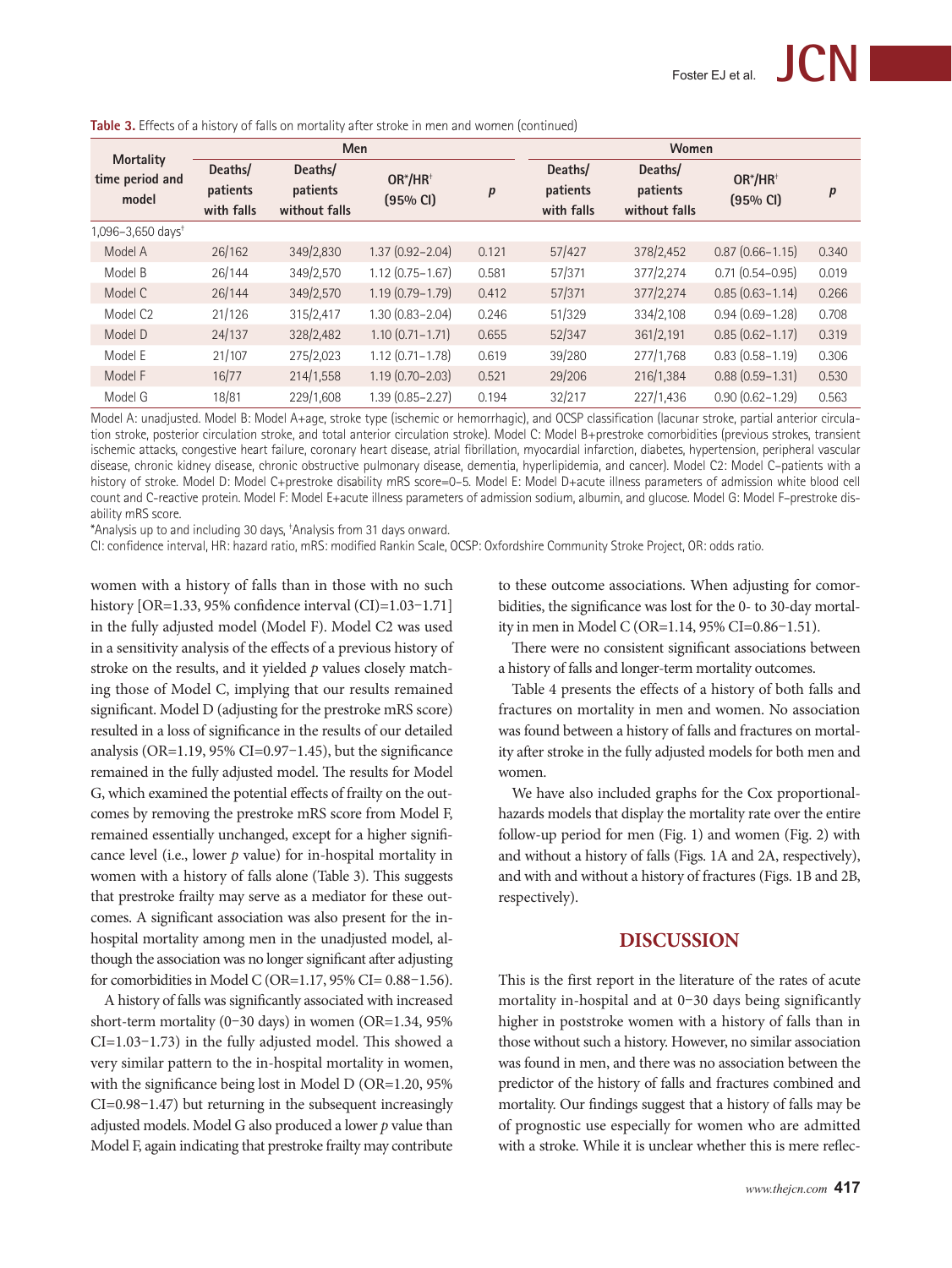**Table 3.** Effects of a history of falls on mortality after stroke in men and women (continued)

| Mortality time period and model | Men | | | | Women | | | |
|---|---|---|---|---|---|---|---|---|
| | Deaths/patients with falls | Deaths/patients without falls | OR*/HR† (95% CI) | *p* | Deaths/patients with falls | Deaths/patients without falls | OR*/HR† (95% CI) | *p* |
| 1,096–3,650 days† | | | | | | | | |
| Model A | 26/162 | 349/2,830 | 1.37 (0.92–2.04) | 0.121 | 57/427 | 378/2,452 | 0.87 (0.66–1.15) | 0.340 |
| Model B | 26/144 | 349/2,570 | 1.12 (0.75–1.67) | 0.581 | 57/371 | 377/2,274 | 0.71 (0.54–0.95) | 0.019 |
| Model C | 26/144 | 349/2,570 | 1.19 (0.79–1.79) | 0.412 | 57/371 | 377/2,274 | 0.85 (0.63–1.14) | 0.266 |
| Model C2 | 21/126 | 315/2,417 | 1.30 (0.83–2.04) | 0.246 | 51/329 | 334/2,108 | 0.94 (0.69–1.28) | 0.708 |
| Model D | 24/137 | 328/2,482 | 1.10 (0.71–1.71) | 0.655 | 52/347 | 361/2,191 | 0.85 (0.62–1.17) | 0.319 |
| Model E | 21/107 | 275/2,023 | 1.12 (0.71–1.78) | 0.619 | 39/280 | 277/1,768 | 0.83 (0.58–1.19) | 0.306 |
| Model F | 16/77 | 214/1,558 | 1.19 (0.70–2.03) | 0.521 | 29/206 | 216/1,384 | 0.88 (0.59–1.31) | 0.530 |
| Model G | 18/81 | 229/1,608 | 1.39 (0.85–2.27) | 0.194 | 32/217 | 227/1,436 | 0.90 (0.62–1.29) | 0.563 |

Model A: unadjusted. Model B: Model A+age, stroke type (ischemic or hemorrhagic), and OCSP classification (lacunar stroke, partial anterior circulation stroke, posterior circulation stroke, and total anterior circulation stroke). Model C: Model B+prestroke comorbidities (previous strokes, transient ischemic attacks, congestive heart failure, coronary heart disease, atrial fibrillation, myocardial infarction, diabetes, hypertension, peripheral vascular disease, chronic kidney disease, chronic obstructive pulmonary disease, dementia, hyperlipidemia, and cancer). Model C2: Model C–patients with a history of stroke. Model D: Model C+prestroke disability mRS score=0–5. Model E: Model D+acute illness parameters of admission white blood cell count and C-reactive protein. Model F: Model E+acute illness parameters of admission sodium, albumin, and glucose. Model G: Model F–prestroke disability mRS score.

*Analysis up to and including 30 days, †Analysis from 31 days onward.

CI: confidence interval, HR: hazard ratio, mRS: modified Rankin Scale, OCSP: Oxfordshire Community Stroke Project, OR: odds ratio.

women with a history of falls than in those with no such history [OR=1.33, 95% confidence interval (CI)=1.03–1.71] in the fully adjusted model (Model F). Model C2 was used in a sensitivity analysis of the effects of a previous history of stroke on the results, and it yielded *p* values closely matching those of Model C, implying that our results remained significant. Model D (adjusting for the prestroke mRS score) resulted in a loss of significance in the results of our detailed analysis (OR=1.19, 95% CI=0.97–1.45), but the significance remained in the fully adjusted model. The results for Model G, which examined the potential effects of frailty on the outcomes by removing the prestroke mRS score from Model F, remained essentially unchanged, except for a higher significance level (i.e., lower *p* value) for in-hospital mortality in women with a history of falls alone (Table 3). This suggests that prestroke frailty may serve as a mediator for these outcomes. A significant association was also present for the in-hospital mortality among men in the unadjusted model, although the association was no longer significant after adjusting for comorbidities in Model C (OR=1.17, 95% CI= 0.88–1.56).

A history of falls was significantly associated with increased short-term mortality (0–30 days) in women (OR=1.34, 95% CI=1.03–1.73) in the fully adjusted model. This showed a very similar pattern to the in-hospital mortality in women, with the significance being lost in Model D (OR=1.20, 95% CI=0.98–1.47) but returning in the subsequent increasingly adjusted models. Model G also produced a lower *p* value than Model F, again indicating that prestroke frailty may contribute to these outcome associations. When adjusting for comorbidities, the significance was lost for the 0- to 30-day mortality in men in Model C (OR=1.14, 95% CI=0.86–1.51).

There were no consistent significant associations between a history of falls and longer-term mortality outcomes.

Table 4 presents the effects of a history of both falls and fractures on mortality in men and women. No association was found between a history of falls and fractures on mortality after stroke in the fully adjusted models for both men and women.

We have also included graphs for the Cox proportional-hazards models that display the mortality rate over the entire follow-up period for men (Fig. 1) and women (Fig. 2) with and without a history of falls (Figs. 1A and 2A, respectively), and with and without a history of fractures (Figs. 1B and 2B, respectively).

## DISCUSSION

This is the first report in the literature of the rates of acute mortality in-hospital and at 0–30 days being significantly higher in poststroke women with a history of falls than in those without such a history. However, no similar association was found in men, and there was no association between the predictor of the history of falls and fractures combined and mortality. Our findings suggest that a history of falls may be of prognostic use especially for women who are admitted with a stroke. While it is unclear whether this is mere reflec-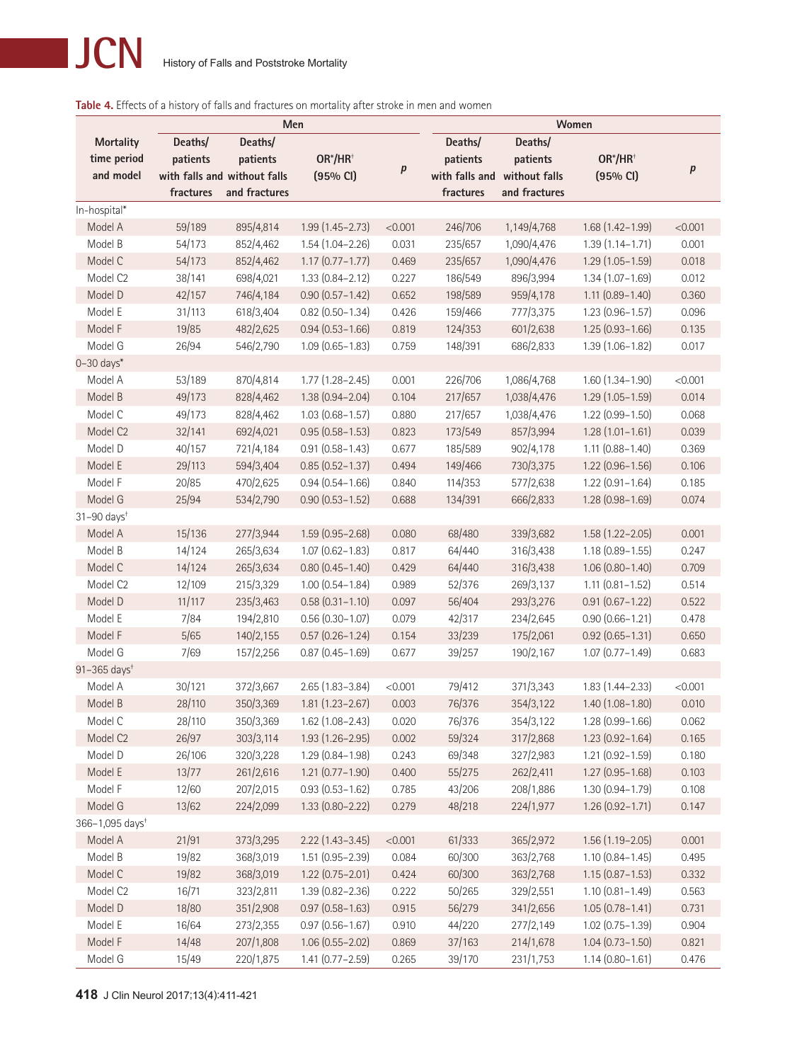**Table 4.** Effects of a history of falls and fractures on mortality after stroke in men and women

| Mortality time period and model | Men | | | | Women | | | |
|---|---|---|---|---|---|---|---|---|
| | Deaths/ patients with falls and fractures | Deaths/ patients without falls and fractures | OR*/HR† (95% CI) | *p* | Deaths/ patients with falls and fractures | Deaths/ patients without falls and fractures | OR*/HR† (95% CI) | *p* |
| In-hospital* | | | | | | | | |
| Model A | 59/189 | 895/4,814 | 1.99 (1.45–2.73) | <0.001 | 246/706 | 1,149/4,768 | 1.68 (1.42–1.99) | <0.001 |
| Model B | 54/173 | 852/4,462 | 1.54 (1.04–2.26) | 0.031 | 235/657 | 1,090/4,476 | 1.39 (1.14–1.71) | 0.001 |
| Model C | 54/173 | 852/4,462 | 1.17 (0.77–1.77) | 0.469 | 235/657 | 1,090/4,476 | 1.29 (1.05–1.59) | 0.018 |
| Model C2 | 38/141 | 698/4,021 | 1.33 (0.84–2.12) | 0.227 | 186/549 | 896/3,994 | 1.34 (1.07–1.69) | 0.012 |
| Model D | 42/157 | 746/4,184 | 0.90 (0.57–1.42) | 0.652 | 198/589 | 959/4,178 | 1.11 (0.89–1.40) | 0.360 |
| Model E | 31/113 | 618/3,404 | 0.82 (0.50–1.34) | 0.426 | 159/466 | 777/3,375 | 1.23 (0.96–1.57) | 0.096 |
| Model F | 19/85 | 482/2,625 | 0.94 (0.53–1.66) | 0.819 | 124/353 | 601/2,638 | 1.25 (0.93–1.66) | 0.135 |
| Model G | 26/94 | 546/2,790 | 1.09 (0.65–1.83) | 0.759 | 148/391 | 686/2,833 | 1.39 (1.06–1.82) | 0.017 |
| 0–30 days* | | | | | | | | |
| Model A | 53/189 | 870/4,814 | 1.77 (1.28–2.45) | 0.001 | 226/706 | 1,086/4,768 | 1.60 (1.34–1.90) | <0.001 |
| Model B | 49/173 | 828/4,462 | 1.38 (0.94–2.04) | 0.104 | 217/657 | 1,038/4,476 | 1.29 (1.05–1.59) | 0.014 |
| Model C | 49/173 | 828/4,462 | 1.03 (0.68–1.57) | 0.880 | 217/657 | 1,038/4,476 | 1.22 (0.99–1.50) | 0.068 |
| Model C2 | 32/141 | 692/4,021 | 0.95 (0.58–1.53) | 0.823 | 173/549 | 857/3,994 | 1.28 (1.01–1.61) | 0.039 |
| Model D | 40/157 | 721/4,184 | 0.91 (0.58–1.43) | 0.677 | 185/589 | 902/4,178 | 1.11 (0.88–1.40) | 0.369 |
| Model E | 29/113 | 594/3,404 | 0.85 (0.52–1.37) | 0.494 | 149/466 | 730/3,375 | 1.22 (0.96–1.56) | 0.106 |
| Model F | 20/85 | 470/2,625 | 0.94 (0.54–1.66) | 0.840 | 114/353 | 577/2,638 | 1.22 (0.91–1.64) | 0.185 |
| Model G | 25/94 | 534/2,790 | 0.90 (0.53–1.52) | 0.688 | 134/391 | 666/2,833 | 1.28 (0.98–1.69) | 0.074 |
| 31–90 days† | | | | | | | | |
| Model A | 15/136 | 277/3,944 | 1.59 (0.95–2.68) | 0.080 | 68/480 | 339/3,682 | 1.58 (1.22–2.05) | 0.001 |
| Model B | 14/124 | 265/3,634 | 1.07 (0.62–1.83) | 0.817 | 64/440 | 316/3,438 | 1.18 (0.89–1.55) | 0.247 |
| Model C | 14/124 | 265/3,634 | 0.80 (0.45–1.40) | 0.429 | 64/440 | 316/3,438 | 1.06 (0.80–1.40) | 0.709 |
| Model C2 | 12/109 | 215/3,329 | 1.00 (0.54–1.84) | 0.989 | 52/376 | 269/3,137 | 1.11 (0.81–1.52) | 0.514 |
| Model D | 11/117 | 235/3,463 | 0.58 (0.31–1.10) | 0.097 | 56/404 | 293/3,276 | 0.91 (0.67–1.22) | 0.522 |
| Model E | 7/84 | 194/2,810 | 0.56 (0.30–1.07) | 0.079 | 42/317 | 234/2,645 | 0.90 (0.66–1.21) | 0.478 |
| Model F | 5/65 | 140/2,155 | 0.57 (0.26–1.24) | 0.154 | 33/239 | 175/2,061 | 0.92 (0.65–1.31) | 0.650 |
| Model G | 7/69 | 157/2,256 | 0.87 (0.45–1.69) | 0.677 | 39/257 | 190/2,167 | 1.07 (0.77–1.49) | 0.683 |
| 91–365 days† | | | | | | | | |
| Model A | 30/121 | 372/3,667 | 2.65 (1.83–3.84) | <0.001 | 79/412 | 371/3,343 | 1.83 (1.44–2.33) | <0.001 |
| Model B | 28/110 | 350/3,369 | 1.81 (1.23–2.67) | 0.003 | 76/376 | 354/3,122 | 1.40 (1.08–1.80) | 0.010 |
| Model C | 28/110 | 350/3,369 | 1.62 (1.08–2.43) | 0.020 | 76/376 | 354/3,122 | 1.28 (0.99–1.66) | 0.062 |
| Model C2 | 26/97 | 303/3,114 | 1.93 (1.26–2.95) | 0.002 | 59/324 | 317/2,868 | 1.23 (0.92–1.64) | 0.165 |
| Model D | 26/106 | 320/3,228 | 1.29 (0.84–1.98) | 0.243 | 69/348 | 327/2,983 | 1.21 (0.92–1.59) | 0.180 |
| Model E | 13/77 | 261/2,616 | 1.21 (0.77–1.90) | 0.400 | 55/275 | 262/2,411 | 1.27 (0.95–1.68) | 0.103 |
| Model F | 12/60 | 207/2,015 | 0.93 (0.53–1.62) | 0.785 | 43/206 | 208/1,886 | 1.30 (0.94–1.79) | 0.108 |
| Model G | 13/62 | 224/2,099 | 1.33 (0.80–2.22) | 0.279 | 48/218 | 224/1,977 | 1.26 (0.92–1.71) | 0.147 |
| 366–1,095 days† | | | | | | | | |
| Model A | 21/91 | 373/3,295 | 2.22 (1.43–3.45) | <0.001 | 61/333 | 365/2,972 | 1.56 (1.19–2.05) | 0.001 |
| Model B | 19/82 | 368/3,019 | 1.51 (0.95–2.39) | 0.084 | 60/300 | 363/2,768 | 1.10 (0.84–1.45) | 0.495 |
| Model C | 19/82 | 368/3,019 | 1.22 (0.75–2.01) | 0.424 | 60/300 | 363/2,768 | 1.15 (0.87–1.53) | 0.332 |
| Model C2 | 16/71 | 323/2,811 | 1.39 (0.82–2.36) | 0.222 | 50/265 | 329/2,551 | 1.10 (0.81–1.49) | 0.563 |
| Model D | 18/80 | 351/2,908 | 0.97 (0.58–1.63) | 0.915 | 56/279 | 341/2,656 | 1.05 (0.78–1.41) | 0.731 |
| Model E | 16/64 | 273/2,355 | 0.97 (0.56–1.67) | 0.910 | 44/220 | 277/2,149 | 1.02 (0.75–1.39) | 0.904 |
| Model F | 14/48 | 207/1,808 | 1.06 (0.55–2.02) | 0.869 | 37/163 | 214/1,678 | 1.04 (0.73–1.50) | 0.821 |
| Model G | 15/49 | 220/1,875 | 1.41 (0.77–2.59) | 0.265 | 39/170 | 231/1,753 | 1.14 (0.80–1.61) | 0.476 |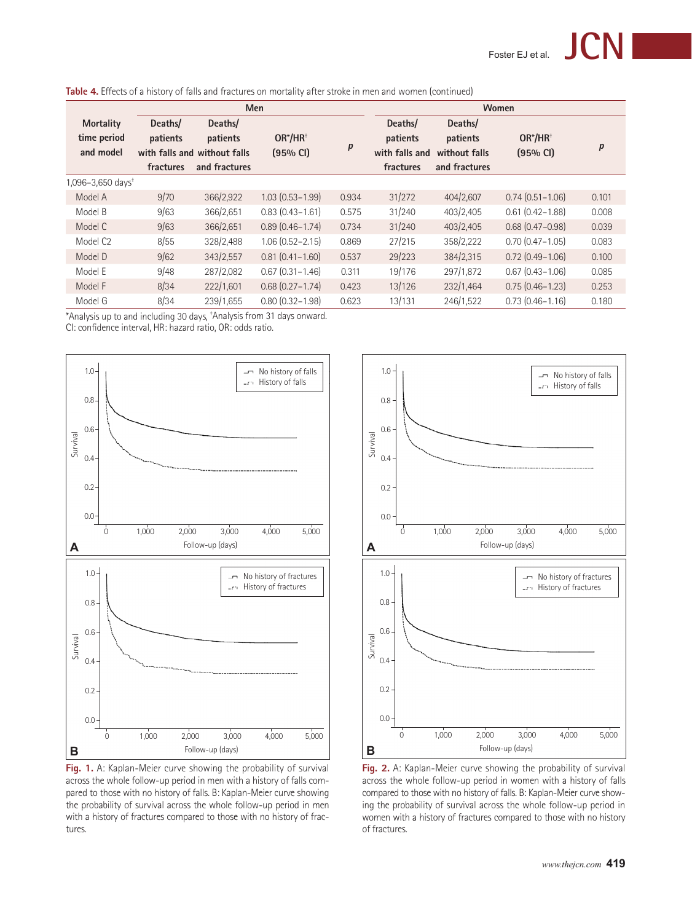**Table 4.** Effects of a history of falls and fractures on mortality after stroke in men and women (continued)

| Mortality time period and model | Men | | | | Women | | | |
|---|---|---|---|---|---|---|---|---|
| | Deaths/patients with falls and fractures | Deaths/patients without falls and fractures | OR*/HR† (95% CI) | *p* | Deaths/patients with falls and fractures | Deaths/patients without falls and fractures | OR*/HR† (95% CI) | *p* |
| 1,096–3,650 days† | | | | | | | | |
| Model A | 9/70 | 366/2,922 | 1.03 (0.53–1.99) | 0.934 | 31/272 | 404/2,607 | 0.74 (0.51–1.06) | 0.101 |
| Model B | 9/63 | 366/2,651 | 0.83 (0.43–1.61) | 0.575 | 31/240 | 403/2,405 | 0.61 (0.42–1.88) | 0.008 |
| Model C | 9/63 | 366/2,651 | 0.89 (0.46–1.74) | 0.734 | 31/240 | 403/2,405 | 0.68 (0.47–0.98) | 0.039 |
| Model C2 | 8/55 | 328/2,488 | 1.06 (0.52–2.15) | 0.869 | 27/215 | 358/2,222 | 0.70 (0.47–1.05) | 0.083 |
| Model D | 9/62 | 343/2,557 | 0.81 (0.41–1.60) | 0.537 | 29/223 | 384/2,315 | 0.72 (0.49–1.06) | 0.100 |
| Model E | 9/48 | 287/2,082 | 0.67 (0.31–1.46) | 0.311 | 19/176 | 297/1,872 | 0.67 (0.43–1.06) | 0.085 |
| Model F | 8/34 | 222/1,601 | 0.68 (0.27–1.74) | 0.423 | 13/126 | 232/1,464 | 0.75 (0.46–1.23) | 0.253 |
| Model G | 8/34 | 239/1,655 | 0.80 (0.32–1.98) | 0.623 | 13/131 | 246/1,522 | 0.73 (0.46–1.16) | 0.180 |

*Analysis up to and including 30 days, †Analysis from 31 days onward.
CI: confidence interval, HR: hazard ratio, OR: odds ratio.

**Fig. 1.** A: Kaplan-Meier curve showing the probability of survival across the whole follow-up period in men with a history of falls compared to those with no history of falls. B: Kaplan-Meier curve showing the probability of survival across the whole follow-up period in men with a history of fractures compared to those with no history of fractures.

**Fig. 2.** A: Kaplan-Meier curve showing the probability of survival across the whole follow-up period in women with a history of falls compared to those with no history of falls. B: Kaplan-Meier curve showing the probability of survival across the whole follow-up period in women with a history of fractures compared to those with no history of fractures.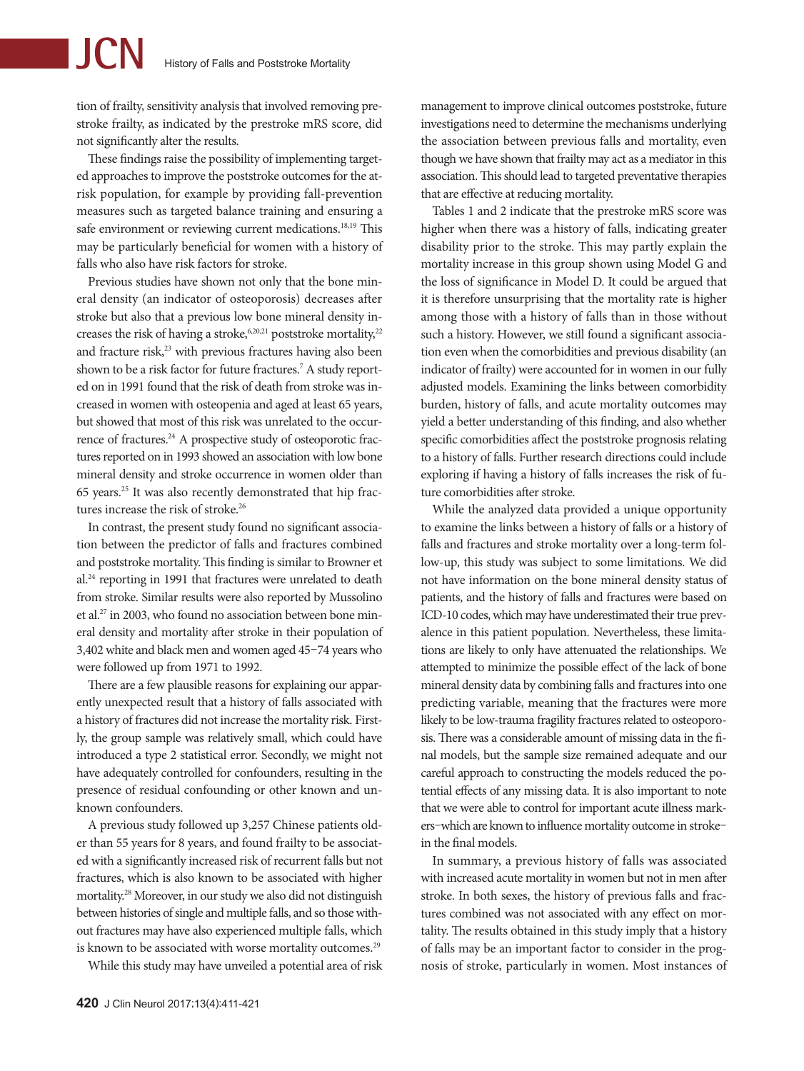tion of frailty, sensitivity analysis that involved removing prestroke frailty, as indicated by the prestroke mRS score, did not significantly alter the results.

These findings raise the possibility of implementing targeted approaches to improve the poststroke outcomes for the at-risk population, for example by providing fall-prevention measures such as targeted balance training and ensuring a safe environment or reviewing current medications.[18,19] This may be particularly beneficial for women with a history of falls who also have risk factors for stroke.

Previous studies have shown not only that the bone mineral density (an indicator of osteoporosis) decreases after stroke but also that a previous low bone mineral density increases the risk of having a stroke,[6,20,21] poststroke mortality,[22] and fracture risk,[23] with previous fractures having also been shown to be a risk factor for future fractures.[7] A study reported on in 1991 found that the risk of death from stroke was increased in women with osteopenia and aged at least 65 years, but showed that most of this risk was unrelated to the occurrence of fractures.[24] A prospective study of osteoporotic fractures reported on in 1993 showed an association with low bone mineral density and stroke occurrence in women older than 65 years.[25] It was also recently demonstrated that hip fractures increase the risk of stroke.[26]

In contrast, the present study found no significant association between the predictor of falls and fractures combined and poststroke mortality. This finding is similar to Browner et al.[24] reporting in 1991 that fractures were unrelated to death from stroke. Similar results were also reported by Mussolino et al.[27] in 2003, who found no association between bone mineral density and mortality after stroke in their population of 3,402 white and black men and women aged 45–74 years who were followed up from 1971 to 1992.

There are a few plausible reasons for explaining our apparently unexpected result that a history of falls associated with a history of fractures did not increase the mortality risk. Firstly, the group sample was relatively small, which could have introduced a type 2 statistical error. Secondly, we might not have adequately controlled for confounders, resulting in the presence of residual confounding or other known and unknown confounders.

A previous study followed up 3,257 Chinese patients older than 55 years for 8 years, and found frailty to be associated with a significantly increased risk of recurrent falls but not fractures, which is also known to be associated with higher mortality.[28] Moreover, in our study we also did not distinguish between histories of single and multiple falls, and so those without fractures may have also experienced multiple falls, which is known to be associated with worse mortality outcomes.[29]

While this study may have unveiled a potential area of risk management to improve clinical outcomes poststroke, future investigations need to determine the mechanisms underlying the association between previous falls and mortality, even though we have shown that frailty may act as a mediator in this association. This should lead to targeted preventative therapies that are effective at reducing mortality.

Tables 1 and 2 indicate that the prestroke mRS score was higher when there was a history of falls, indicating greater disability prior to the stroke. This may partly explain the mortality increase in this group shown using Model G and the loss of significance in Model D. It could be argued that it is therefore unsurprising that the mortality rate is higher among those with a history of falls than in those without such a history. However, we still found a significant association even when the comorbidities and previous disability (an indicator of frailty) were accounted for in women in our fully adjusted models. Examining the links between comorbidity burden, history of falls, and acute mortality outcomes may yield a better understanding of this finding, and also whether specific comorbidities affect the poststroke prognosis relating to a history of falls. Further research directions could include exploring if having a history of falls increases the risk of future comorbidities after stroke.

While the analyzed data provided a unique opportunity to examine the links between a history of falls or a history of falls and fractures and stroke mortality over a long-term follow-up, this study was subject to some limitations. We did not have information on the bone mineral density status of patients, and the history of falls and fractures were based on ICD-10 codes, which may have underestimated their true prevalence in this patient population. Nevertheless, these limitations are likely to only have attenuated the relationships. We attempted to minimize the possible effect of the lack of bone mineral density data by combining falls and fractures into one predicting variable, meaning that the fractures were more likely to be low-trauma fragility fractures related to osteoporosis. There was a considerable amount of missing data in the final models, but the sample size remained adequate and our careful approach to constructing the models reduced the potential effects of any missing data. It is also important to note that we were able to control for important acute illness markers–which are known to influence mortality outcome in stroke–in the final models.

In summary, a previous history of falls was associated with increased acute mortality in women but not in men after stroke. In both sexes, the history of previous falls and fractures combined was not associated with any effect on mortality. The results obtained in this study imply that a history of falls may be an important factor to consider in the prognosis of stroke, particularly in women. Most instances of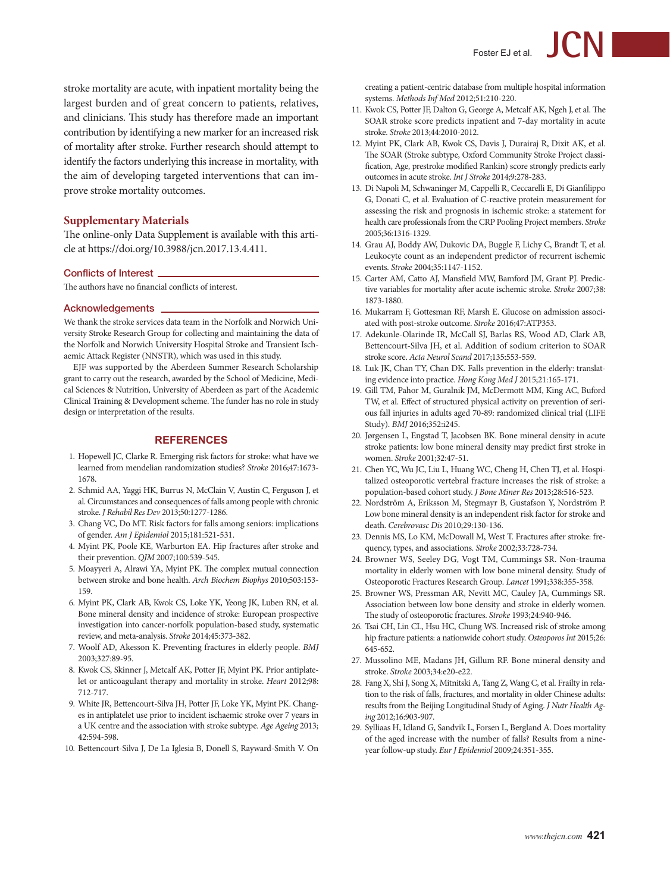stroke mortality are acute, with inpatient mortality being the largest burden and of great concern to patients, relatives, and clinicians. This study has therefore made an important contribution by identifying a new marker for an increased risk of mortality after stroke. Further research should attempt to identify the factors underlying this increase in mortality, with the aim of developing targeted interventions that can improve stroke mortality outcomes.

## Supplementary Materials

The online-only Data Supplement is available with this article at https://doi.org/10.3988/jcn.2017.13.4.411.

### Conflicts of Interest

The authors have no financial conflicts of interest.

### Acknowledgements

We thank the stroke services data team in the Norfolk and Norwich University Stroke Research Group for collecting and maintaining the data of the Norfolk and Norwich University Hospital Stroke and Transient Ischaemic Attack Register (NNSTR), which was used in this study.

EJF was supported by the Aberdeen Summer Research Scholarship grant to carry out the research, awarded by the School of Medicine, Medical Sciences & Nutrition, University of Aberdeen as part of the Academic Clinical Training & Development scheme. The funder has no role in study design or interpretation of the results.

## REFERENCES

1. Hopewell JC, Clarke R. Emerging risk factors for stroke: what have we learned from mendelian randomization studies? *Stroke* 2016;47:1673-1678.
2. Schmid AA, Yaggi HK, Burrus N, McClain V, Austin C, Ferguson J, et al. Circumstances and consequences of falls among people with chronic stroke. *J Rehabil Res Dev* 2013;50:1277-1286.
3. Chang VC, Do MT. Risk factors for falls among seniors: implications of gender. *Am J Epidemiol* 2015;181:521-531.
4. Myint PK, Poole KE, Warburton EA. Hip fractures after stroke and their prevention. *QJM* 2007;100:539-545.
5. Moayyeri A, Alrawi YA, Myint PK. The complex mutual connection between stroke and bone health. *Arch Biochem Biophys* 2010;503:153-159.
6. Myint PK, Clark AB, Kwok CS, Loke YK, Yeong JK, Luben RN, et al. Bone mineral density and incidence of stroke: European prospective investigation into cancer-norfolk population-based study, systematic review, and meta-analysis. *Stroke* 2014;45:373-382.
7. Woolf AD, Akesson K. Preventing fractures in elderly people. *BMJ* 2003;327:89-95.
8. Kwok CS, Skinner J, Metcalf AK, Potter JF, Myint PK. Prior antiplatelet or anticoagulant therapy and mortality in stroke. *Heart* 2012;98:712-717.
9. White JR, Bettencourt-Silva JH, Potter JF, Loke YK, Myint PK. Changes in antiplatelet use prior to incident ischaemic stroke over 7 years in a UK centre and the association with stroke subtype. *Age Ageing* 2013;42:594-598.
10. Bettencourt-Silva J, De La Iglesia B, Donell S, Rayward-Smith V. On creating a patient-centric database from multiple hospital information systems. *Methods Inf Med* 2012;51:210-220.
11. Kwok CS, Potter JF, Dalton G, George A, Metcalf AK, Ngeh J, et al. The SOAR stroke score predicts inpatient and 7-day mortality in acute stroke. *Stroke* 2013;44:2010-2012.
12. Myint PK, Clark AB, Kwok CS, Davis J, Durairaj R, Dixit AK, et al. The SOAR (Stroke subtype, Oxford Community Stroke Project classification, Age, prestroke modified Rankin) score strongly predicts early outcomes in acute stroke. *Int J Stroke* 2014;9:278-283.
13. Di Napoli M, Schwaninger M, Cappelli R, Ceccarelli E, Di Gianfilippo G, Donati C, et al. Evaluation of C-reactive protein measurement for assessing the risk and prognosis in ischemic stroke: a statement for health care professionals from the CRP Pooling Project members. *Stroke* 2005;36:1316-1329.
14. Grau AJ, Boddy AW, Dukovic DA, Buggle F, Lichy C, Brandt T, et al. Leukocyte count as an independent predictor of recurrent ischemic events. *Stroke* 2004;35:1147-1152.
15. Carter AM, Catto AJ, Mansfield MW, Bamford JM, Grant PJ. Predictive variables for mortality after acute ischemic stroke. *Stroke* 2007;38:1873-1880.
16. Mukarram F, Gottesman RF, Marsh E. Glucose on admission associated with post-stroke outcome. *Stroke* 2016;47:ATP353.
17. Adekunle-Olarinde IR, McCall SJ, Barlas RS, Wood AD, Clark AB, Bettencourt-Silva JH, et al. Addition of sodium criterion to SOAR stroke score. *Acta Neurol Scand* 2017;135:553-559.
18. Luk JK, Chan TY, Chan DK. Falls prevention in the elderly: translating evidence into practice. *Hong Kong Med J* 2015;21:165-171.
19. Gill TM, Pahor M, Guralnik JM, McDermott MM, King AC, Buford TW, et al. Effect of structured physical activity on prevention of serious fall injuries in adults aged 70-89: randomized clinical trial (LIFE Study). *BMJ* 2016;352:i245.
20. Jørgensen L, Engstad T, Jacobsen BK. Bone mineral density in acute stroke patients: low bone mineral density may predict first stroke in women. *Stroke* 2001;32:47-51.
21. Chen YC, Wu JC, Liu L, Huang WC, Cheng H, Chen TJ, et al. Hospitalized osteoporotic vertebral fracture increases the risk of stroke: a population-based cohort study. *J Bone Miner Res* 2013;28:516-523.
22. Nordström A, Eriksson M, Stegmayr B, Gustafson Y, Nordström P. Low bone mineral density is an independent risk factor for stroke and death. *Cerebrovasc Dis* 2010;29:130-136.
23. Dennis MS, Lo KM, McDowall M, West T. Fractures after stroke: frequency, types, and associations. *Stroke* 2002;33:728-734.
24. Browner WS, Seeley DG, Vogt TM, Cummings SR. Non-trauma mortality in elderly women with low bone mineral density. Study of Osteoporotic Fractures Research Group. *Lancet* 1991;338:355-358.
25. Browner WS, Pressman AR, Nevitt MC, Cauley JA, Cummings SR. Association between low bone density and stroke in elderly women. The study of osteoporotic fractures. *Stroke* 1993;24:940-946.
26. Tsai CH, Lin CL, Hsu HC, Chung WS. Increased risk of stroke among hip fracture patients: a nationwide cohort study. *Osteoporos Int* 2015;26:645-652.
27. Mussolino ME, Madans JH, Gillum RF. Bone mineral density and stroke. *Stroke* 2003;34:e20-e22.
28. Fang X, Shi J, Song X, Mitnitski A, Tang Z, Wang C, et al. Frailty in relation to the risk of falls, fractures, and mortality in older Chinese adults: results from the Beijing Longitudinal Study of Aging. *J Nutr Health Aging* 2012;16:903-907.
29. Sylliaas H, Idland G, Sandvik L, Forsen L, Bergland A. Does mortality of the aged increase with the number of falls? Results from a nine-year follow-up study. *Eur J Epidemiol* 2009;24:351-355.